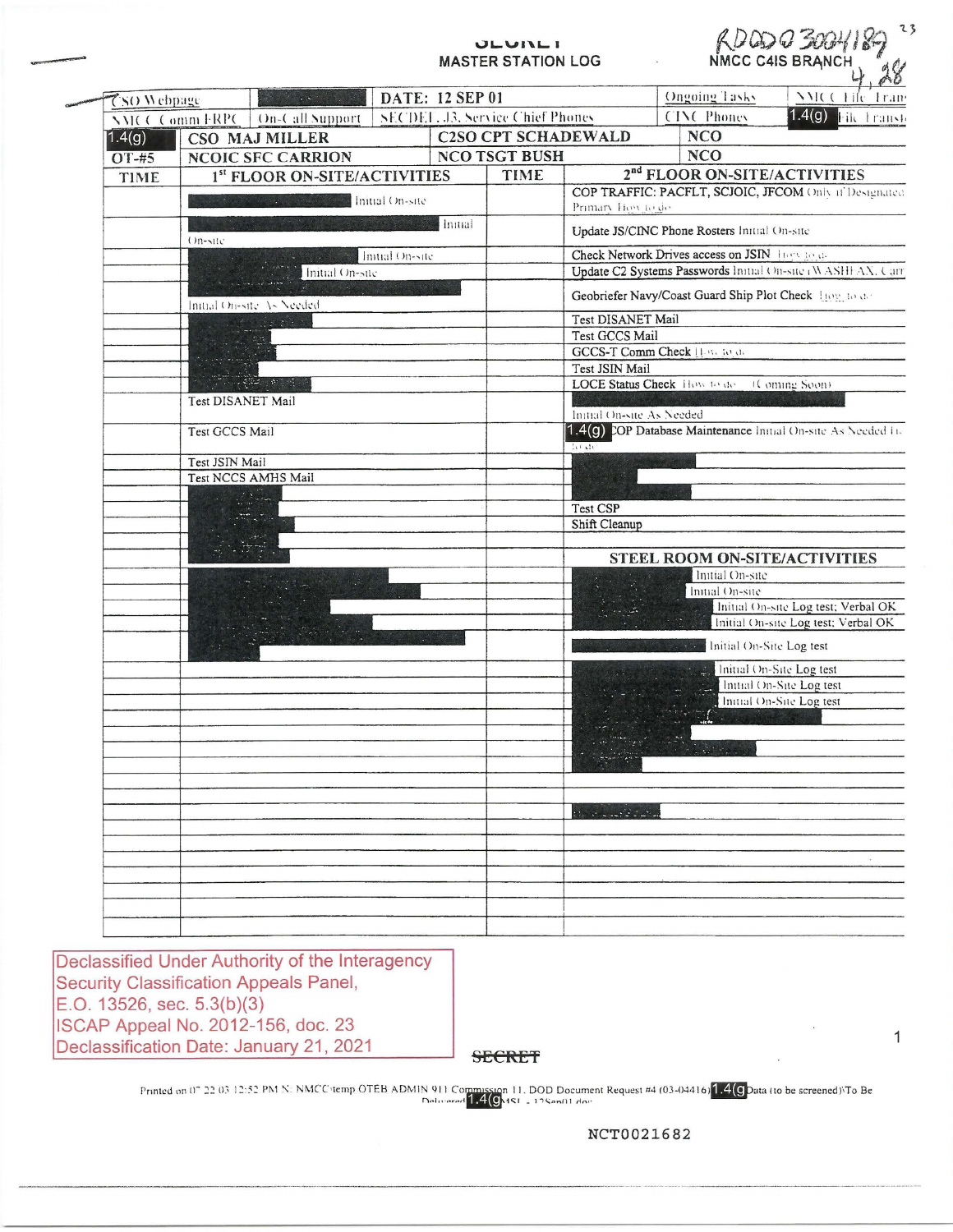SECRET

MASTER STATION LOG

RDOOO 3004189

NMCC C4IS BRANCH

4, 28

| CSO Webpage | | DATE: 12 SEP 01 | | Ongoing Tasks | NMCC File Tran |
|---|---|---|---|---|---|
| NMCC Comm ERPC | On-Call Support | SECDEF, J3, Service Chief Phones | | CINC Phones | 1.4(g) File Transl |
| 1.4(g) | CSO MAJ MILLER | | C2SO CPT SCHADEWALD | NCO | |
| OT-#5 | NCOIC SFC CARRION | | NCO TSGT BUSH | NCO | |

| TIME | 1st FLOOR ON-SITE/ACTIVITIES | TIME | 2nd FLOOR ON-SITE/ACTIVITIES |
|---|---|---|---|
| | Initial On-site | | COP TRAFFIC: PACFLT, SCJOIC, JFCOM Only if Designated Primary How to do |
| | Initial On-site | | Update JS/CINC Phone Rosters Initial On-site |
| | Initial On-site | | Check Network Drives access on JSIN How to do |
| | Initial On-site | | Update C2 Systems Passwords Initial On-site (WASHFAX, Carr |
| | Initial On-site As Needed | | Geobriefer Navy/Coast Guard Ship Plot Check How to do |
| | | | Test DISANET Mail |
| | | | Test GCCS Mail |
| | | | GCCS-T Comm Check How to do |
| | | | Test JSIN Mail |
| | | | LOCE Status Check How to do (Coming Soon) |
| | Test DISANET Mail | | Initial On-site As Needed |
| | Test GCCS Mail | | 1.4(g) COP Database Maintenance Initial On-site As Needed How to do |
| | Test JSIN Mail | | |
| | Test NCCS AMHS Mail | | |
| | | | Test CSP |
| | | | Shift Cleanup |
| | | | **STEEL ROOM ON-SITE/ACTIVITIES** |
| | | | Initial On-site |
| | | | Initial On-site |
| | | | Initial On-site Log test; Verbal OK |
| | | | Initial On-site Log test; Verbal OK |
| | | | Initial On-Site Log test |
| | | | Initial On-Site Log test |
| | | | Initial On-Site Log test |
| | | | Initial On-Site Log test |

Declassified Under Authority of the Interagency Security Classification Appeals Panel, E.O. 13526, sec. 5.3(b)(3)
ISCAP Appeal No. 2012-156, doc. 23
Declassification Date: January 21, 2021

SECRET

Printed on 07 22 03 12:52 PM N: NMCC\temp OTEB ADMIN 911 Commission 11. DOD Document Request #4 (03-04416) 1.4(g) Data (to be screened)\To Be Delivered 1.4(g) MSL - 12Sep01.doc

NCT0021682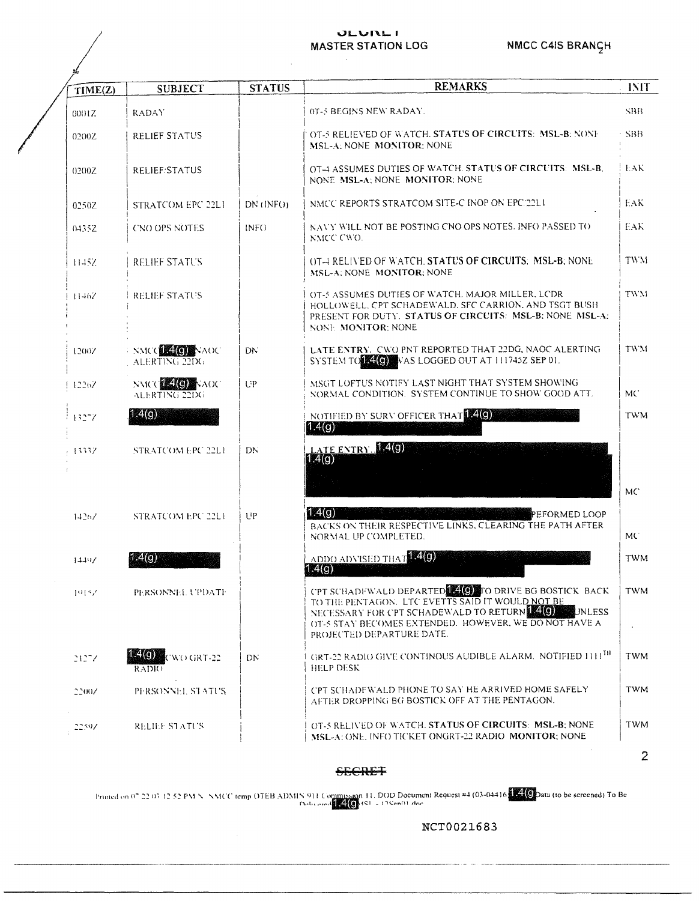SECRET

MASTER STATION LOG    NMCC C4IS BRANCH

| TIME(Z) | SUBJECT | STATUS | REMARKS | INIT |
|---|---|---|---|---|
| 0001Z | RADAY | | OT-5 BEGINS NEW RADAY. | SBB |
| 0200Z | RELIEF STATUS | | OT-5 RELIEVED OF WATCH. **STATUS OF CIRCUITS: MSL-B:** NONE **MSL-A:** NONE **MONITOR:** NONE | SBB |
| 0200Z | RELIEF STATUS | | OT-4 ASSUMES DUTIES OF WATCH. **STATUS OF CIRCUITS: MSL-B:** NONE **MSL-A:** NONE **MONITOR:** NONE | EAK |
| 0250Z | STRATCOM EPC 22L1 | DN (INFO) | NMCC REPORTS STRATCOM SITE-C INOP ON EPC 22L1 | EAK |
| 0435Z | CNO OPS NOTES | INFO | NAVY WILL NOT BE POSTING CNO OPS NOTES. INFO PASSED TO NMCC CWO. | EAK |
| 1145Z | RELIEF STATUS | | OT-4 RELIVED OF WATCH. **STATUS OF CIRCUITS: MSL-B:** NONE **MSL-A:** NONE **MONITOR:** NONE | TWM |
| 1146Z | RELIEF STATUS | | OT-5 ASSUMES DUTIES OF WATCH. MAJOR MILLER, LCDR HOLLOWELL, CPT SCHADEWALD, SFC CARRION, AND TSGT BUSH PRESENT FOR DUTY. **STATUS OF CIRCUITS: MSL-B:** NONE **MSL-A:** NONE **MONITOR:** NONE | TWM |
| 1200Z | NMCC [1.4(g)] NAOC ALERTING 22DG | DN | **LATE ENTRY.** CWO PNT REPORTED THAT 22DG, NAOC ALERTING SYSTEM TO [1.4(g)] WAS LOGGED OUT AT 111745Z SEP 01. | TWM |
| 1226Z | NMCC [1.4(g)] NAOC ALERTING 22DG | UP | MSGT LOFTUS NOTIFY LAST NIGHT THAT SYSTEM SHOWING NORMAL CONDITION. SYSTEM CONTINUE TO SHOW GOOD ATT. | MC |
| 1327Z | [1.4(g)] | | NOTIFIED BY SURV OFFICER THAT [1.4(g)] [1.4(g)] | TWM |
| 1333Z | STRATCOM EPC 22L1 | DN | **LATE ENTRY.** [1.4(g)] [1.4(g)] | MC |
| 1426Z | STRATCOM EPC 22L1 | UP | [1.4(g)] PEFORMED LOOP BACKS ON THEIR RESPECTIVE LINKS, CLEARING THE PATH AFTER NORMAL UP COMPLETED. | MC |
| 1449Z | [1.4(g)] | | ADDO ADVISED THAT [1.4(g)] [1.4(g)] | TWM |
| 1915Z | PERSONNEL UPDATE | | CPT SCHADEWALD DEPARTED [1.4(g)] TO DRIVE BG BOSTICK BACK TO THE PENTAGON. LTC EVETTS SAID IT WOULD NOT BE NECESSARY FOR CPT SCHADEWALD TO RETURN [1.4(g)] UNLESS OT-5 STAY BECOMES EXTENDED. HOWEVER, WE DO NOT HAVE A PROJECTED DEPARTURE DATE. | TWM |
| 2127Z | [1.4(g)] CWO GRT-22 RADIO | DN | GRT-22 RADIO GIVE CONTINOUS AUDIBLE ALARM. NOTIFIED 111TH HELP DESK | TWM |
| 2200Z | PERSONNEL STATUS | | CPT SCHADEWALD PHONE TO SAY HE ARRIVED HOME SAFELY AFTER DROPPING BG BOSTICK OFF AT THE PENTAGON. | TWM |
| 2259Z | RELIEF STATUS | | OT-5 RELIVED OF WATCH. **STATUS OF CIRCUITS: MSL-B:** NONE **MSL-A:** ONE, INFO TICKET ONGRT-22 RADIO **MONITOR:** NONE | TWM |

~~SECRET~~

Printed on 07/22/03 12:52 PM N: NMCC temp OTEB ADMIN 911 Commission 11. DOD Document Request #4 (03-04416) [1.4(g)] Data (to be screened) To Be Delivered [1.4(g)] MSL - 12Sep01.doc

NCT0021683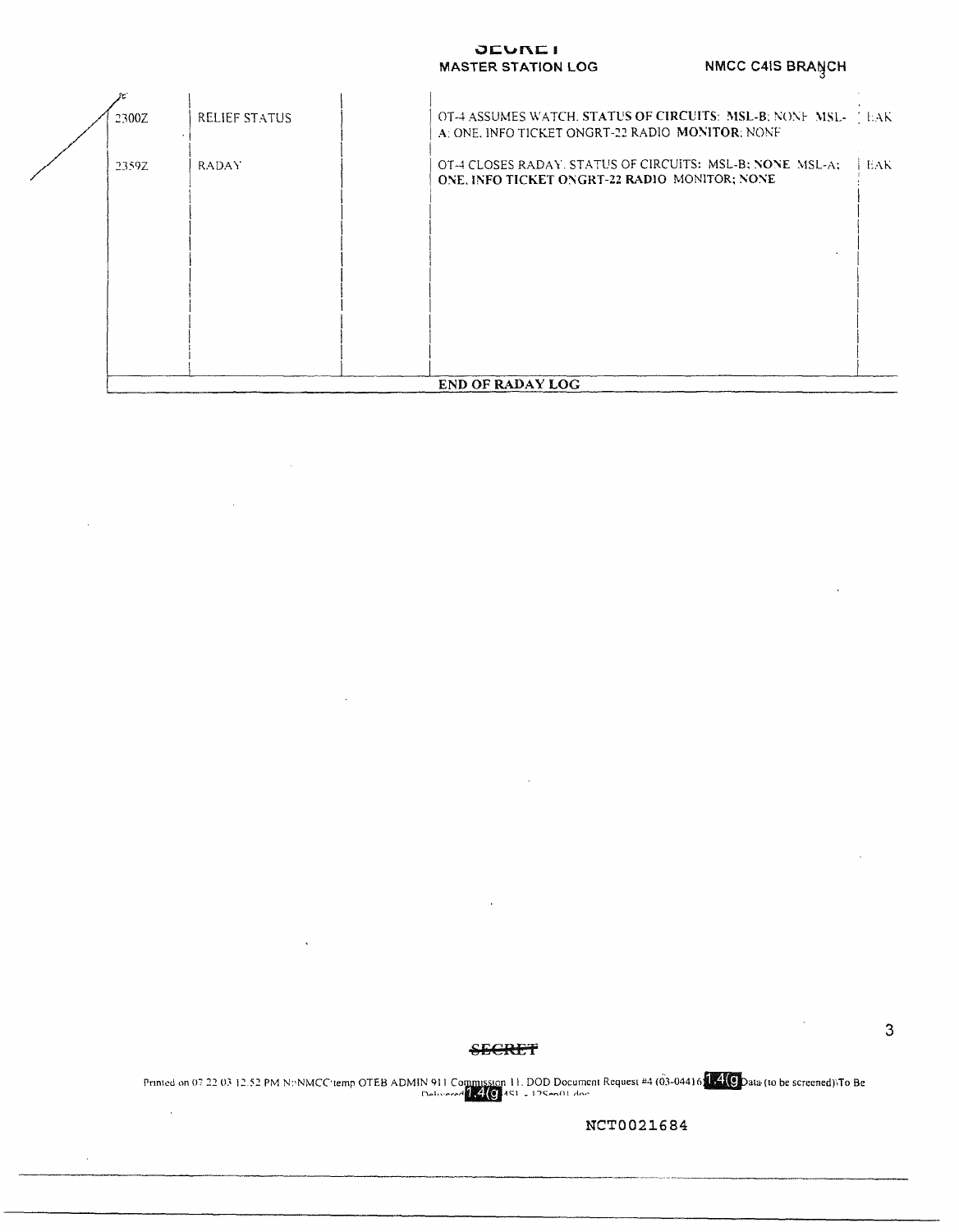SECRET
**MASTER STATION LOG** NMCC C4IS BRANCH

| | | | | |
|---|---|---|---|---|
| 2300Z | RELIEF STATUS | | OT-4 ASSUMES WATCH. STATUS OF CIRCUITS: MSL-B: NONE MSL-A: ONE. INFO TICKET ONGRT-22 RADIO MONITOR: NONE | EAK |
| 2359Z | RADAY | | OT-4 CLOSES RADAY. STATUS OF CIRCUITS: MSL-B: NONE MSL-A: ONE. INFO TICKET ONGRT-22 RADIO MONITOR: NONE | EAK |
| **END OF RADAY LOG** | | | | |

SECRET

Printed on 07 22 03 12:52 PM N:\NMCC\temp OTEB ADMIN 911 Commission 11. DOD Document Request #4 (03-04416) 1.4(g) Data (to be screened)\To Be Delivered 1.4(g) 4SL - 12Sep01.doc

NCT0021684